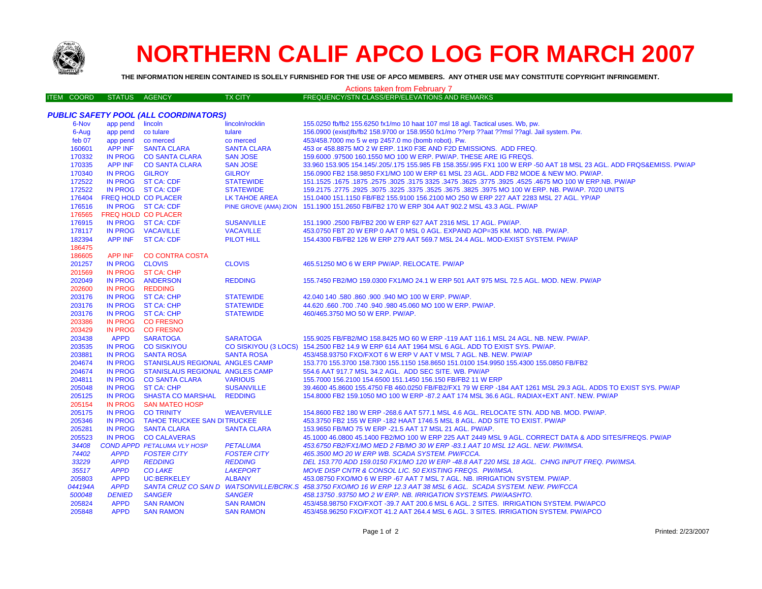# NORTHERN CALIF APCO LOG FOR MARCH 2007

**THE INFORMATION HEREIN CONTAINED IS SOLELY FURNISHED FOR THE USE OF APCO MEMBERS. ANY OTHER USE MAY CONSTITUTE COPYRIGHT INFRINGEMENT.**

Actions taken from February 7

| ITEM COORD | STATUS | AGENCY | TX CITY | FREQUENCY/STN CLASS/ERP/ELEVATIONS AND REMARKS |
|---|---|---|---|---|
| ***PUBLIC SAFETY POOL (ALL COORDINATORS)*** | | | | |
| 6-Nov | app pend | lincoln | lincoln/rocklin | 155.0250 fb/fb2 155.6250 fx1/mo 10 haat 107 msl 18 agl. Tactical uses. Wb, pw. |
| 6-Aug | app pend | co tulare | tulare | 156.0900 (exist)fb/fb2 158.9700 or 158.9550 fx1/mo ??erp ??aat ??msl ??agl. Jail system. Pw. |
| feb 07 | app pend | co merced | co merced | 453/458.7000 mo 5 w erp 2457.0 mo (bomb robot). Pw. |
| 160601 | APP INF | SANTA CLARA | SANTA CLARA | 453 or 458.8875 MO 2 W ERP. 11K0 F3E AND F2D EMISSIONS. ADD FREQ. |
| 170332 | IN PROG | CO SANTA CLARA | SAN JOSE | 159.6000 .97500 160.1550 MO 100 W ERP. PW/AP. THESE ARE IG FREQS. |
| 170335 | APP INF | CO SANTA CLARA | SAN JOSE | 33.960 153.905 154.145/.205/.175 155.985 FB 158.355/.995 FX1 100 W ERP -50 AAT 18 MSL 23 AGL. ADD FRQS&EMISS. PW/AP |
| 170340 | IN PROG | GILROY | GILROY | 156.0900 FB2 158.9850 FX1/MO 100 W ERP 61 MSL 23 AGL. ADD FB2 MODE & NEW MO. PW/AP. |
| 172522 | IN PROG | ST CA: CDF | STATEWIDE | 151.1525 .1675 .1875 .2575 .3025 .3175 3325 .3475 .3625 .3775 .3925 .4525 .4675 MO 100 W ERP.NB. PW/AP |
| 172522 | IN PROG | ST CA: CDF | STATEWIDE | 159.2175 .2775 .2925 .3075 .3225 .3375 .3525 .3675 .3825 .3975 MO 100 W ERP. NB. PW/AP. 7020 UNITS |
| 176404 | FREQ HOLD | CO PLACER | LK TAHOE AREA | 151.0400 151.1150 FB/FB2 155.9100 156.2100 MO 250 W ERP 227 AAT 2283 MSL 27 AGL. YP/AP |
| 176516 | IN PROG | ST CA: CDF | PINE GROVE (AMA) ZION | 151.1900 151.2650 FB/FB2 170 W ERP 304 AAT 902.2 MSL 43.3 AGL. PW/AP |
| 176565 | FREQ HOLD | CO PLACER | | |
| 176915 | IN PROG | ST CA: CDF | SUSANVILLE | 151.1900 .2500 FB/FB2 200 W ERP 627 AAT 2316 MSL 17 AGL. PW/AP. |
| 178117 | IN PROG | VACAVILLE | VACAVILLE | 453.0750 FBT 20 W ERP 0 AAT 0 MSL 0 AGL. EXPAND AOP=35 KM. MOD. NB. PW/AP. |
| 182394 | APP INF | ST CA: CDF | PILOT HILL | 154.4300 FB/FB2 126 W ERP 279 AAT 569.7 MSL 24.4 AGL. MOD-EXIST SYSTEM. PW/AP |
| 186475 | | | | |
| 186605 | APP INF | CO CONTRA COSTA | | |
| 201257 | IN PROG | CLOVIS | CLOVIS | 465.51250 MO 6 W ERP PW/AP. RELOCATE. PW/AP |
| 201569 | IN PROG | ST CA: CHP | | |
| 202049 | IN PROG | ANDERSON | REDDING | 155.7450 FB2/MO 159.0300 FX1/MO 24.1 W ERP 501 AAT 975 MSL 72.5 AGL. MOD. NEW. PW/AP |
| 202600 | IN PROG | REDDING | | |
| 203176 | IN PROG | ST CA: CHP | STATEWIDE | 42.040 140 .580 .860 .900 .940 MO 100 W ERP. PW/AP. |
| 203176 | IN PROG | ST CA: CHP | STATEWIDE | 44.620 .660 .700 .740 .940 .980 45.060 MO 100 W ERP. PW/AP. |
| 203176 | IN PROG | ST CA: CHP | STATEWIDE | 460/465.3750 MO 50 W ERP. PW/AP. |
| 203386 | IN PROG | CO FRESNO | | |
| 203429 | IN PROG | CO FRESNO | | |
| 203438 | APPD | SARATOGA | SARATOGA | 155.9025 FB/FB2/MO 158.8425 MO 60 W ERP -119 AAT 116.1 MSL 24 AGL. NB. NEW. PW/AP. |
| 203535 | IN PROG | CO SISKIYOU | CO SISKIYOU (3 LOCS) | 154.2500 FB2 14.9 W ERP 614 AAT 1964 MSL 6 AGL. ADD TO EXIST SYS. PW/AP. |
| 203881 | IN PROG | SANTA ROSA | SANTA ROSA | 453/458.93750 FXO/FXOT 6 W ERP V AAT V MSL 7 AGL. NB. NEW. PW/AP |
| 204674 | IN PROG | STANISLAUS REGIONAL | ANGLES CAMP | 153.770 155.3700 158.7300 155.1150 158.8650 151.0100 154.9950 155.4300 155.0850 FB/FB2 |
| 204674 | IN PROG | STANISLAUS REGIONAL | ANGLES CAMP | 554.6 AAT 917.7 MSL 34.2 AGL. ADD SEC SITE. WB. PW/AP |
| 204811 | IN PROG | CO SANTA CLARA | VARIOUS | 155.7000 156.2100 154.6500 151.1450 156.150 FB/FB2 11 W ERP |
| 205048 | IN PROG | ST CA: CHP | SUSANVILLE | 39.4600 45.8600 155.4750 FB 460.0250 FB/FB2/FX1 79 W ERP -184 AAT 1261 MSL 29.3 AGL. ADDS TO EXIST SYS. PW/AP |
| 205125 | IN PROG | SHASTA CO MARSHAL | REDDING | 154.8000 FB2 159.1050 MO 100 W ERP -87.2 AAT 174 MSL 36.6 AGL. RADIAX+EXT ANT. NEW. PW/AP |
| 205154 | IN PROG | SAN MATEO HOSP | | |
| 205175 | IN PROG | CO TRINITY | WEAVERVILLE | 154.8600 FB2 180 W ERP -268.6 AAT 577.1 MSL 4.6 AGL. RELOCATE STN. ADD NB. MOD. PW/AP. |
| 205346 | IN PROG | TAHOE TRUCKEE SAN DI | TRUCKEE | 453.3750 FB2 155 W ERP -182 HAAT 1746.5 MSL 8 AGL. ADD SITE TO EXIST. PW/AP |
| 205281 | IN PROG | SANTA CLARA | SANTA CLARA | 153.9650 FB/MO 75 W ERP -21.5 AAT 17 MSL 21 AGL. PW/AP. |
| 205523 | IN PROG | CO CALAVERAS | | 45.1000 46.0800 45.1400 FB2/MO 100 W ERP 225 AAT 2449 MSL 9 AGL. CORRECT DATA & ADD SITES/FREQS. PW/AP |
| *34408* | *COND APPD* | *PETALUMA VLY HOSP* | *PETALUMA* | *453.6750 FB2/FX1/MO MED 2 FB/MO 30 W ERP -83.1 AAT 10 MSL 12 AGL. NEW. PW/IMSA.* |
| *74402* | *APPD* | *FOSTER CITY* | *FOSTER CITY* | *465.3500 MO 20 W ERP WB. SCADA SYSTEM. PW/FCCA.* |
| *33229* | *APPD* | *REDDING* | *REDDING* | *DEL 153.770 ADD 159.0150 FX1/MO 120 W ERP -48.8 AAT 220 MSL 18 AGL. CHNG INPUT FREQ. PW/IMSA.* |
| *35517* | *APPD* | *CO LAKE* | *LAKEPORT* | *MOVE DISP CNTR & CONSOL LIC. 50 EXISTING FREQS. PW/IMSA.* |
| 205803 | APPD | UC:BERKELEY | ALBANY | 453.08750 FXO/MO 6 W ERP -67 AAT 7 MSL 7 AGL. NB. IRRIGATION SYSTEM. PW/AP. |
| *044194A* | *APPD* | *SANTA CRUZ CO SAN D* | *WATSONVILLE/BCRK.S* | *458.3750 FXO/MO 16 W ERP 12.3 AAT 38 MSL 6 AGL. SCADA SYSTEM. NEW. PW/FCCA* |
| *500048* | *DENIED* | *SANGER* | *SANGER* | *458.13750 .93750 MO 2 W ERP. NB. IRRIGATION SYSTEMS. PW/AASHTO.* |
| 205824 | APPD | SAN RAMON | SAN RAMON | 453/458.98750 FXO/FXOT -39.7 AAT 200.6 MSL 6 AGL. 2 SITES. IRRIGATION SYSTEM. PW/APCO |
| 205848 | APPD | SAN RAMON | SAN RAMON | 453/458.96250 FXO/FXOT 41.2 AAT 264.4 MSL 6 AGL. 3 SITES. IRRIGATION SYSTEM. PW/APCO |

Printed: 2/23/2007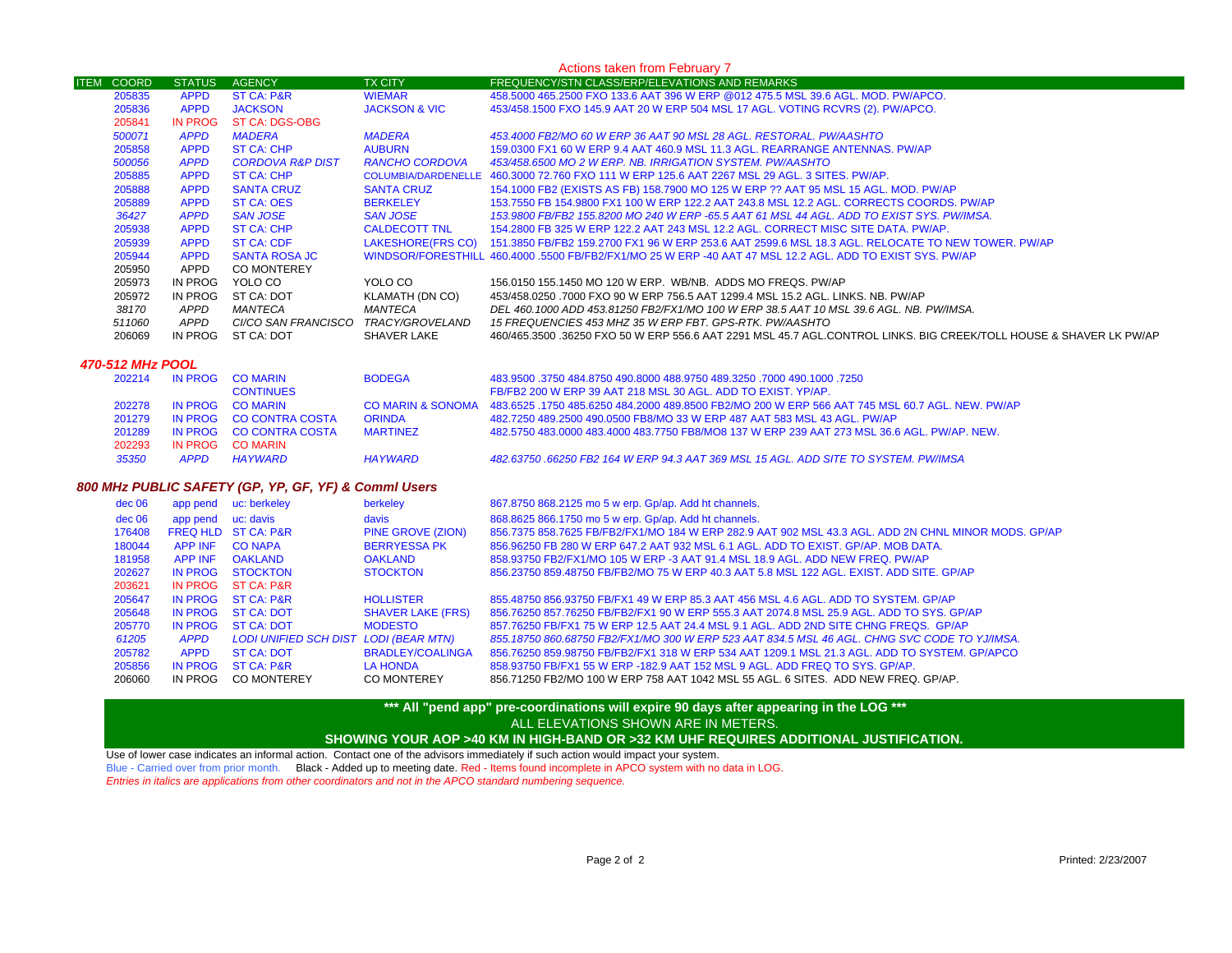Actions taken from February 7

| ITEM | COORD | STATUS | AGENCY | TX CITY | FREQUENCY/STN CLASS/ERP/ELEVATIONS AND REMARKS |
|---|---|---|---|---|---|
| | 205835 | APPD | ST CA: P&R | WIEMAR | 458.5000 465.2500 FXO 133.6 AAT 396 W ERP @012 475.5 MSL 39.6 AGL. MOD. PW/APCO. |
| | 205836 | APPD | JACKSON | JACKSON & VIC | 453/458.1500 FXO 145.9 AAT 20 W ERP 504 MSL 17 AGL. VOTING RCVRS (2). PW/APCO. |
| | 205841 | IN PROG | ST CA: DGS-OBG | | |
| | *500071* | *APPD* | *MADERA* | *MADERA* | *453.4000 FB2/MO 60 W ERP 36 AAT 90 MSL 28 AGL. RESTORAL. PW/AASHTO* |
| | 205858 | APPD | ST CA: CHP | AUBURN | 159.0300 FX1 60 W ERP 9.4 AAT 460.9 MSL 11.3 AGL. REARRANGE ANTENNAS. PW/AP |
| | *500056* | *APPD* | *CORDOVA R&P DIST* | *RANCHO CORDOVA* | *453/458.6500 MO 2 W ERP. NB. IRRIGATION SYSTEM. PW/AASHTO* |
| | 205885 | APPD | ST CA: CHP | COLUMBIA/DARDENELLE | 460.3000 72.760 FXO 111 W ERP 125.6 AAT 2267 MSL 29 AGL. 3 SITES. PW/AP. |
| | 205888 | APPD | SANTA CRUZ | SANTA CRUZ | 154.1000 FB2 (EXISTS AS FB) 158.7900 MO 125 W ERP ?? AAT 95 MSL 15 AGL. MOD. PW/AP |
| | 205889 | APPD | ST CA: OES | BERKELEY | 153.7550 FB 154.9800 FX1 100 W ERP 122.2 AAT 243.8 MSL 12.2 AGL. CORRECTS COORDS. PW/AP |
| | *36427* | *APPD* | *SAN JOSE* | *SAN JOSE* | *153.9800 FB/FB2 155.8200 MO 240 W ERP -65.5 AAT 61 MSL 44 AGL. ADD TO EXIST SYS. PW/IMSA.* |
| | 205938 | APPD | ST CA: CHP | CALDECOTT TNL | 154.2800 FB 325 W ERP 122.2 AAT 243 MSL 12.2 AGL. CORRECT MISC SITE DATA. PW/AP. |
| | 205939 | APPD | ST CA: CDF | LAKESHORE(FRS CO) | 151.3850 FB/FB2 159.2700 FX1 96 W ERP 253.6 AAT 2599.6 MSL 18.3 AGL. RELOCATE TO NEW TOWER. PW/AP |
| | 205944 | APPD | SANTA ROSA JC | WINDSOR/FORESTHILL | 460.4000 .5500 FB/FB2/FX1/MO 25 W ERP -40 AAT 47 MSL 12.2 AGL. ADD TO EXIST SYS. PW/AP |
| | 205950 | APPD | CO MONTEREY | | |
| | 205973 | IN PROG | YOLO CO | YOLO CO | 156.0150 155.1450 MO 120 W ERP. WB/NB. ADDS MO FREQS. PW/AP |
| | 205972 | IN PROG | ST CA: DOT | KLAMATH (DN CO) | 453/458.0250 .7000 FXO 90 W ERP 756.5 AAT 1299.4 MSL 15.2 AGL. LINKS. NB. PW/AP |
| | *38170* | *APPD* | *MANTECA* | *MANTECA* | *DEL 460.1000 ADD 453.81250 FB2/FX1/MO 100 W ERP 38.5 AAT 10 MSL 39.6 AGL. NB. PW/IMSA.* |
| | *511060* | *APPD* | *CI/CO SAN FRANCISCO* | *TRACY/GROVELAND* | *15 FREQUENCIES 453 MHZ 35 W ERP FBT. GPS-RTK. PW/AASHTO* |
| | 206069 | IN PROG | ST CA: DOT | SHAVER LAKE | 460/465.3500 .36250 FXO 50 W ERP 556.6 AAT 2291 MSL 45.7 AGL.CONTROL LINKS. BIG CREEK/TOLL HOUSE & SHAVER LK PW/AP |

### *470-512 MHz POOL*

| | COORD | STATUS | AGENCY | TX CITY | FREQUENCY/STN CLASS/ERP/ELEVATIONS AND REMARKS |
|---|---|---|---|---|---|
| | 202214 | IN PROG | CO MARIN | BODEGA | 483.9500 .3750 484.8750 490.8000 488.9750 489.3250 .7000 490.1000 .7250 |
| | | | CONTINUES | | FB/FB2 200 W ERP 39 AAT 218 MSL 30 AGL. ADD TO EXIST. YP/AP. |
| | 202278 | IN PROG | CO MARIN | CO MARIN & SONOMA | 483.6525 .1750 485.6250 484.2000 489.8500 FB2/MO 200 W ERP 566 AAT 745 MSL 60.7 AGL. NEW. PW/AP |
| | 201279 | IN PROG | CO CONTRA COSTA | ORINDA | 482.7250 489.2500 490.0500 FB8/MO 33 W ERP 487 AAT 583 MSL 43 AGL. PW/AP |
| | 201289 | IN PROG | CO CONTRA COSTA | MARTINEZ | 482.5750 483.0000 483.4000 483.7750 FB8/MO8 137 W ERP 239 AAT 273 MSL 36.6 AGL. PW/AP. NEW. |
| | 202293 | IN PROG | CO MARIN | | |
| | *35350* | *APPD* | *HAYWARD* | *HAYWARD* | *482.63750 .66250 FB2 164 W ERP 94.3 AAT 369 MSL 15 AGL. ADD SITE TO SYSTEM. PW/IMSA* |

### *800 MHz PUBLIC SAFETY (GP, YP, GF, YF) & Comml Users*

| | COORD | STATUS | AGENCY | TX CITY | FREQUENCY/STN CLASS/ERP/ELEVATIONS AND REMARKS |
|---|---|---|---|---|---|
| | dec 06 | app pend | uc: berkeley | berkeley | 867.8750 868.2125 mo 5 w erp. Gp/ap. Add ht channels. |
| | dec 06 | app pend | uc: davis | davis | 868.8625 866.1750 mo 5 w erp. Gp/ap. Add ht channels. |
| | 176408 | FREQ HLD | ST CA: P&R | PINE GROVE (ZION) | 856.7375 858.7625 FB/FB2/FX1/MO 184 W ERP 282.9 AAT 902 MSL 43.3 AGL. ADD 2N CHNL MINOR MODS. GP/AP |
| | 180044 | APP INF | CO NAPA | BERRYESSA PK | 856.96250 FB 280 W ERP 647.2 AAT 932 MSL 6.1 AGL. ADD TO EXIST. GP/AP. MOB DATA. |
| | 181958 | APP INF | OAKLAND | OAKLAND | 858.93750 FB2/FX1/MO 105 W ERP -3 AAT 91.4 MSL 18.9 AGL. ADD NEW FREQ. PW/AP |
| | 202627 | IN PROG | STOCKTON | STOCKTON | 856.23750 859.48750 FB/FB2/MO 75 W ERP 40.3 AAT 5.8 MSL 122 AGL. EXIST. ADD SITE. GP/AP |
| | 203621 | IN PROG | ST CA: P&R | | |
| | 205647 | IN PROG | ST CA: P&R | HOLLISTER | 855.48750 856.93750 FB/FX1 49 W ERP 85.3 AAT 456 MSL 4.6 AGL. ADD TO SYSTEM. GP/AP |
| | 205648 | IN PROG | ST CA: DOT | SHAVER LAKE (FRS) | 856.76250 857.76250 FB/FB2/FX1 90 W ERP 555.3 AAT 2074.8 MSL 25.9 AGL. ADD TO SYS. GP/AP |
| | 205770 | IN PROG | ST CA: DOT | MODESTO | 857.76250 FB/FX1 75 W ERP 12.5 AAT 24.4 MSL 9.1 AGL. ADD 2ND SITE CHNG FREQS. GP/AP |
| | *61205* | *APPD* | *LODI UNIFIED SCH DIST* | *LODI (BEAR MTN)* | *855.18750 860.68750 FB2/FX1/MO 300 W ERP 523 AAT 834.5 MSL 46 AGL. CHNG SVC CODE TO YJ/IMSA.* |
| | 205782 | APPD | ST CA: DOT | BRADLEY/COALINGA | 856.76250 859.98750 FB/FB2/FX1 318 W ERP 534 AAT 1209.1 MSL 21.3 AGL. ADD TO SYSTEM. GP/APCO |
| | 205856 | IN PROG | ST CA: P&R | LA HONDA | 858.93750 FB/FX1 55 W ERP -182.9 AAT 152 MSL 9 AGL. ADD FREQ TO SYS. GP/AP. |
| | 206060 | IN PROG | CO MONTEREY | CO MONTEREY | 856.71250 FB2/MO 100 W ERP 758 AAT 1042 MSL 55 AGL. 6 SITES. ADD NEW FREQ. GP/AP. |

**\*\*\* All "pend app" pre-coordinations will expire 90 days after appearing in the LOG \*\*\***

ALL ELEVATIONS SHOWN ARE IN METERS.

**SHOWING YOUR AOP >40 KM IN HIGH-BAND OR >32 KM UHF REQUIRES ADDITIONAL JUSTIFICATION.**

Use of lower case indicates an informal action. Contact one of the advisors immediately if such action would impact your system.

Blue - Carried over from prior month. Black - Added up to meeting date. Red - Items found incomplete in APCO system with no data in LOG.

*Entries in italics are applications from other coordinators and not in the APCO standard numbering sequence.*

Printed: 2/23/2007